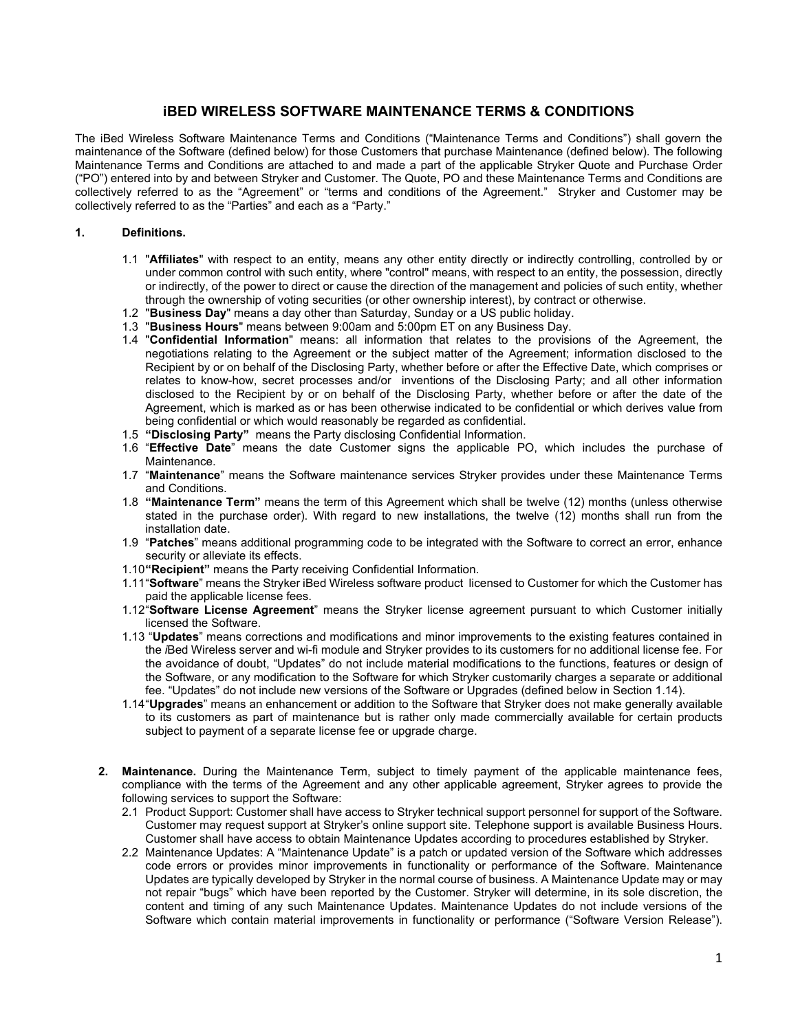# iBED WIRELESS SOFTWARE MAINTENANCE TERMS & CONDITIONS

The iBed Wireless Software Maintenance Terms and Conditions ("Maintenance Terms and Conditions") shall govern the maintenance of the Software (defined below) for those Customers that purchase Maintenance (defined below). The following Maintenance Terms and Conditions are attached to and made a part of the applicable Stryker Quote and Purchase Order ("PO") entered into by and between Stryker and Customer. The Quote, PO and these Maintenance Terms and Conditions are collectively referred to as the "Agreement" or "terms and conditions of the Agreement." Stryker and Customer may be collectively referred to as the "Parties" and each as a "Party."

**1. Definitions.**

1.1 "**Affiliates**" with respect to an entity, means any other entity directly or indirectly controlling, controlled by or under common control with such entity, where "control" means, with respect to an entity, the possession, directly or indirectly, of the power to direct or cause the direction of the management and policies of such entity, whether through the ownership of voting securities (or other ownership interest), by contract or otherwise.

1.2 "**Business Day**" means a day other than Saturday, Sunday or a US public holiday.

1.3 "**Business Hours**" means between 9:00am and 5:00pm ET on any Business Day.

1.4 "**Confidential Information**" means: all information that relates to the provisions of the Agreement, the negotiations relating to the Agreement or the subject matter of the Agreement; information disclosed to the Recipient by or on behalf of the Disclosing Party, whether before or after the Effective Date, which comprises or relates to know-how, secret processes and/or inventions of the Disclosing Party; and all other information disclosed to the Recipient by or on behalf of the Disclosing Party, whether before or after the date of the Agreement, which is marked as or has been otherwise indicated to be confidential or which derives value from being confidential or which would reasonably be regarded as confidential.

1.5 **"Disclosing Party"** means the Party disclosing Confidential Information.

1.6 "**Effective Date**" means the date Customer signs the applicable PO, which includes the purchase of Maintenance.

1.7 "**Maintenance**" means the Software maintenance services Stryker provides under these Maintenance Terms and Conditions.

1.8 **"Maintenance Term"** means the term of this Agreement which shall be twelve (12) months (unless otherwise stated in the purchase order). With regard to new installations, the twelve (12) months shall run from the installation date.

1.9 "**Patches**" means additional programming code to be integrated with the Software to correct an error, enhance security or alleviate its effects.

1.10 **"Recipient"** means the Party receiving Confidential Information.

1.11 "**Software**" means the Stryker iBed Wireless software product licensed to Customer for which the Customer has paid the applicable license fees.

1.12 "**Software License Agreement**" means the Stryker license agreement pursuant to which Customer initially licensed the Software.

1.13 "**Updates**" means corrections and modifications and minor improvements to the existing features contained in the *i*Bed Wireless server and wi-fi module and Stryker provides to its customers for no additional license fee. For the avoidance of doubt, "Updates" do not include material modifications to the functions, features or design of the Software, or any modification to the Software for which Stryker customarily charges a separate or additional fee. "Updates" do not include new versions of the Software or Upgrades (defined below in Section 1.14).

1.14 "**Upgrades**" means an enhancement or addition to the Software that Stryker does not make generally available to its customers as part of maintenance but is rather only made commercially available for certain products subject to payment of a separate license fee or upgrade charge.

**2. Maintenance.** During the Maintenance Term, subject to timely payment of the applicable maintenance fees, compliance with the terms of the Agreement and any other applicable agreement, Stryker agrees to provide the following services to support the Software:

2.1 Product Support: Customer shall have access to Stryker technical support personnel for support of the Software. Customer may request support at Stryker's online support site. Telephone support is available Business Hours. Customer shall have access to obtain Maintenance Updates according to procedures established by Stryker.

2.2 Maintenance Updates: A "Maintenance Update" is a patch or updated version of the Software which addresses code errors or provides minor improvements in functionality or performance of the Software. Maintenance Updates are typically developed by Stryker in the normal course of business. A Maintenance Update may or may not repair "bugs" which have been reported by the Customer. Stryker will determine, in its sole discretion, the content and timing of any such Maintenance Updates. Maintenance Updates do not include versions of the Software which contain material improvements in functionality or performance ("Software Version Release").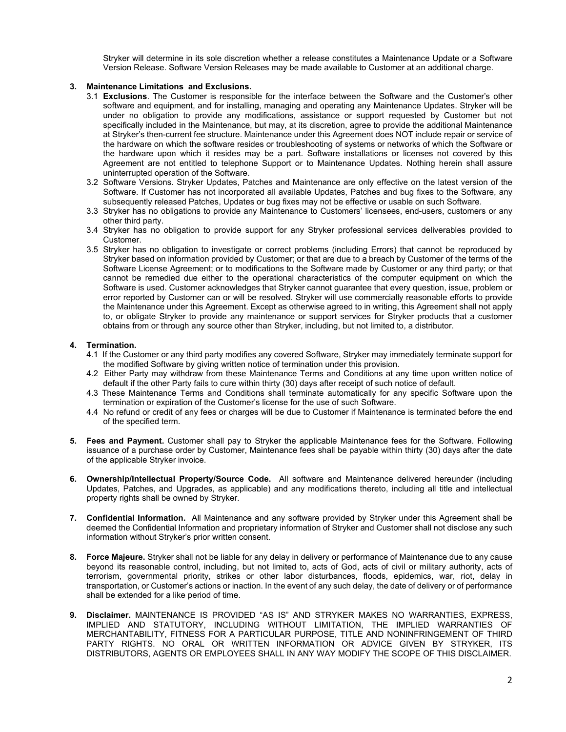Stryker will determine in its sole discretion whether a release constitutes a Maintenance Update or a Software Version Release. Software Version Releases may be made available to Customer at an additional charge.

**3. Maintenance Limitations and Exclusions.**

3.1 **Exclusions**. The Customer is responsible for the interface between the Software and the Customer's other software and equipment, and for installing, managing and operating any Maintenance Updates. Stryker will be under no obligation to provide any modifications, assistance or support requested by Customer but not specifically included in the Maintenance, but may, at its discretion, agree to provide the additional Maintenance at Stryker's then-current fee structure. Maintenance under this Agreement does NOT include repair or service of the hardware on which the software resides or troubleshooting of systems or networks of which the Software or the hardware upon which it resides may be a part. Software installations or licenses not covered by this Agreement are not entitled to telephone Support or to Maintenance Updates. Nothing herein shall assure uninterrupted operation of the Software.

3.2 Software Versions. Stryker Updates, Patches and Maintenance are only effective on the latest version of the Software. If Customer has not incorporated all available Updates, Patches and bug fixes to the Software, any subsequently released Patches, Updates or bug fixes may not be effective or usable on such Software.

3.3 Stryker has no obligations to provide any Maintenance to Customers' licensees, end-users, customers or any other third party.

3.4 Stryker has no obligation to provide support for any Stryker professional services deliverables provided to Customer.

3.5 Stryker has no obligation to investigate or correct problems (including Errors) that cannot be reproduced by Stryker based on information provided by Customer; or that are due to a breach by Customer of the terms of the Software License Agreement; or to modifications to the Software made by Customer or any third party; or that cannot be remedied due either to the operational characteristics of the computer equipment on which the Software is used. Customer acknowledges that Stryker cannot guarantee that every question, issue, problem or error reported by Customer can or will be resolved. Stryker will use commercially reasonable efforts to provide the Maintenance under this Agreement. Except as otherwise agreed to in writing, this Agreement shall not apply to, or obligate Stryker to provide any maintenance or support services for Stryker products that a customer obtains from or through any source other than Stryker, including, but not limited to, a distributor.

**4. Termination.**

4.1 If the Customer or any third party modifies any covered Software, Stryker may immediately terminate support for the modified Software by giving written notice of termination under this provision.

4.2 Either Party may withdraw from these Maintenance Terms and Conditions at any time upon written notice of default if the other Party fails to cure within thirty (30) days after receipt of such notice of default.

4.3 These Maintenance Terms and Conditions shall terminate automatically for any specific Software upon the termination or expiration of the Customer's license for the use of such Software.

4.4 No refund or credit of any fees or charges will be due to Customer if Maintenance is terminated before the end of the specified term.

**5. Fees and Payment.** Customer shall pay to Stryker the applicable Maintenance fees for the Software. Following issuance of a purchase order by Customer, Maintenance fees shall be payable within thirty (30) days after the date of the applicable Stryker invoice.

**6. Ownership/Intellectual Property/Source Code.** All software and Maintenance delivered hereunder (including Updates, Patches, and Upgrades, as applicable) and any modifications thereto, including all title and intellectual property rights shall be owned by Stryker.

**7. Confidential Information.** All Maintenance and any software provided by Stryker under this Agreement shall be deemed the Confidential Information and proprietary information of Stryker and Customer shall not disclose any such information without Stryker's prior written consent.

**8. Force Majeure.** Stryker shall not be liable for any delay in delivery or performance of Maintenance due to any cause beyond its reasonable control, including, but not limited to, acts of God, acts of civil or military authority, acts of terrorism, governmental priority, strikes or other labor disturbances, floods, epidemics, war, riot, delay in transportation, or Customer's actions or inaction. In the event of any such delay, the date of delivery or of performance shall be extended for a like period of time.

**9. Disclaimer.** MAINTENANCE IS PROVIDED "AS IS" AND STRYKER MAKES NO WARRANTIES, EXPRESS, IMPLIED AND STATUTORY, INCLUDING WITHOUT LIMITATION, THE IMPLIED WARRANTIES OF MERCHANTABILITY, FITNESS FOR A PARTICULAR PURPOSE, TITLE AND NONINFRINGEMENT OF THIRD PARTY RIGHTS. NO ORAL OR WRITTEN INFORMATION OR ADVICE GIVEN BY STRYKER, ITS DISTRIBUTORS, AGENTS OR EMPLOYEES SHALL IN ANY WAY MODIFY THE SCOPE OF THIS DISCLAIMER.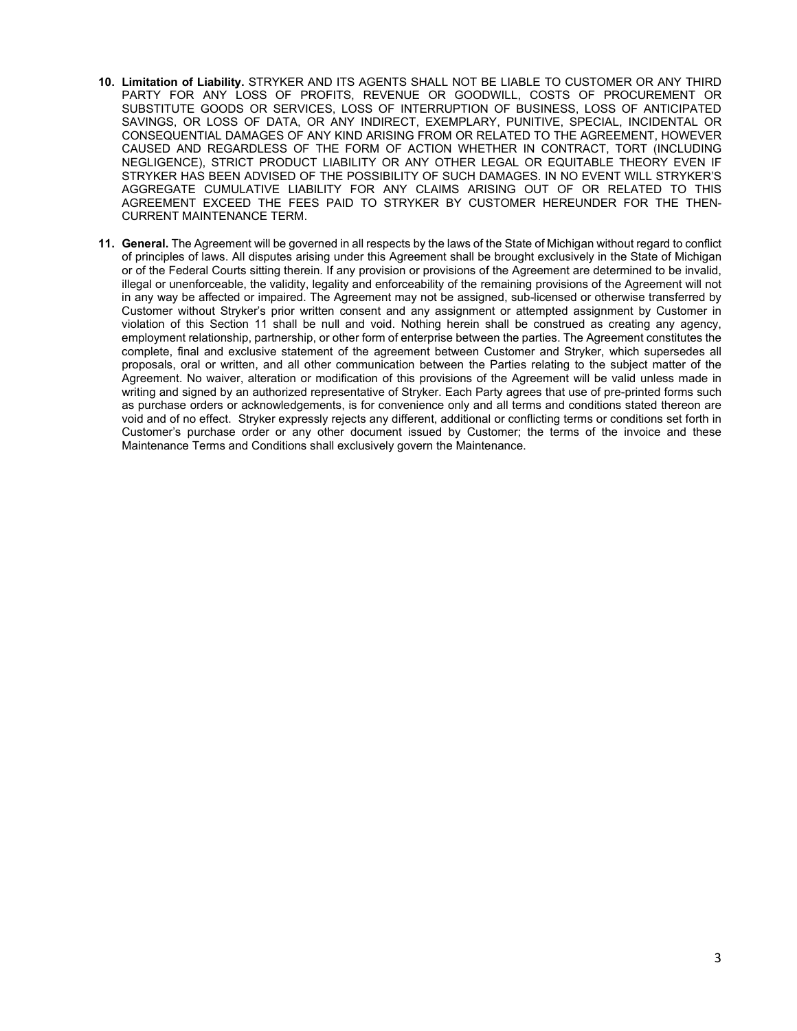10. **Limitation of Liability.** STRYKER AND ITS AGENTS SHALL NOT BE LIABLE TO CUSTOMER OR ANY THIRD PARTY FOR ANY LOSS OF PROFITS, REVENUE OR GOODWILL, COSTS OF PROCUREMENT OR SUBSTITUTE GOODS OR SERVICES, LOSS OF INTERRUPTION OF BUSINESS, LOSS OF ANTICIPATED SAVINGS, OR LOSS OF DATA, OR ANY INDIRECT, EXEMPLARY, PUNITIVE, SPECIAL, INCIDENTAL OR CONSEQUENTIAL DAMAGES OF ANY KIND ARISING FROM OR RELATED TO THE AGREEMENT, HOWEVER CAUSED AND REGARDLESS OF THE FORM OF ACTION WHETHER IN CONTRACT, TORT (INCLUDING NEGLIGENCE), STRICT PRODUCT LIABILITY OR ANY OTHER LEGAL OR EQUITABLE THEORY EVEN IF STRYKER HAS BEEN ADVISED OF THE POSSIBILITY OF SUCH DAMAGES. IN NO EVENT WILL STRYKER'S AGGREGATE CUMULATIVE LIABILITY FOR ANY CLAIMS ARISING OUT OF OR RELATED TO THIS AGREEMENT EXCEED THE FEES PAID TO STRYKER BY CUSTOMER HEREUNDER FOR THE THEN-CURRENT MAINTENANCE TERM.

11. **General.** The Agreement will be governed in all respects by the laws of the State of Michigan without regard to conflict of principles of laws. All disputes arising under this Agreement shall be brought exclusively in the State of Michigan or of the Federal Courts sitting therein. If any provision or provisions of the Agreement are determined to be invalid, illegal or unenforceable, the validity, legality and enforceability of the remaining provisions of the Agreement will not in any way be affected or impaired. The Agreement may not be assigned, sub-licensed or otherwise transferred by Customer without Stryker's prior written consent and any assignment or attempted assignment by Customer in violation of this Section 11 shall be null and void. Nothing herein shall be construed as creating any agency, employment relationship, partnership, or other form of enterprise between the parties. The Agreement constitutes the complete, final and exclusive statement of the agreement between Customer and Stryker, which supersedes all proposals, oral or written, and all other communication between the Parties relating to the subject matter of the Agreement. No waiver, alteration or modification of this provisions of the Agreement will be valid unless made in writing and signed by an authorized representative of Stryker. Each Party agrees that use of pre-printed forms such as purchase orders or acknowledgements, is for convenience only and all terms and conditions stated thereon are void and of no effect. Stryker expressly rejects any different, additional or conflicting terms or conditions set forth in Customer's purchase order or any other document issued by Customer; the terms of the invoice and these Maintenance Terms and Conditions shall exclusively govern the Maintenance.